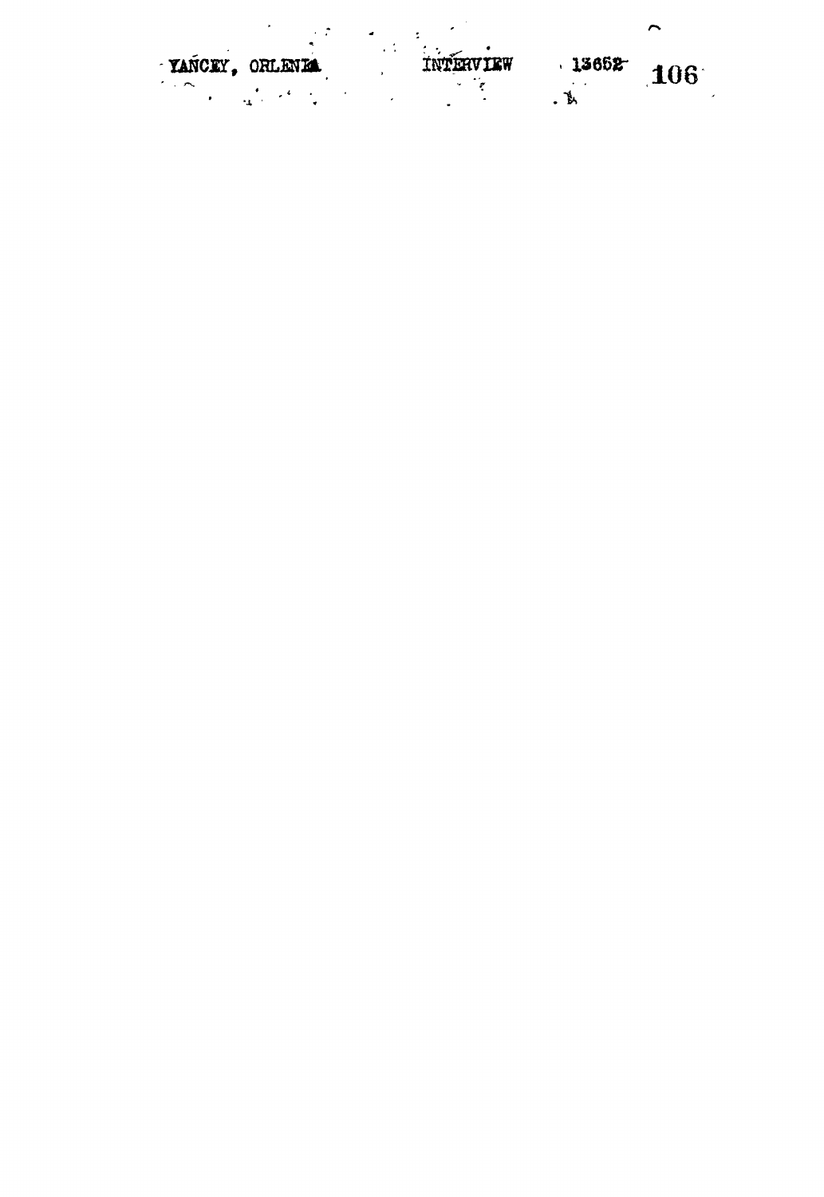YANCEY, ORLENA INTERVIEW 13652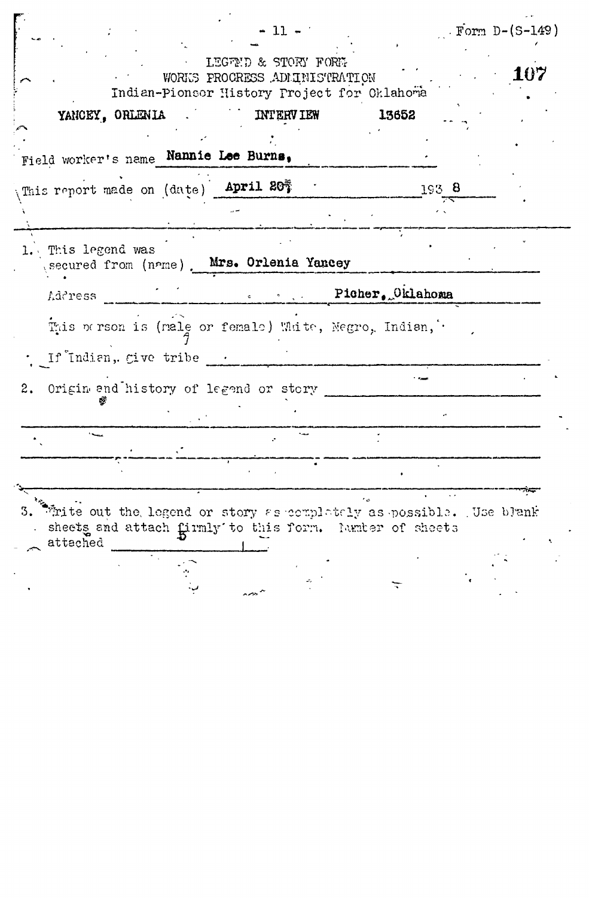Form D-(S-149)

LEGEND & STORY FORM
WORKS PROGRESS ADMINISTRATION
Indian-Pioneer History Project for Oklahoma

107

YANCEY, ORLENIA INTERVIEW 13652

Field worker's name **Nannie Lee Burns,**

This report made on (date) **April 20** 193 **8**

1. This legend was secured from (name) **Mrs. Orlenia Yancey**

   Address **Picher, Oklahoma**

   This person is (male or female) White, Negro, Indian,

   If Indian, give tribe ______

2. Origin and history of legend or story ______

3. Write out the legend or story as completely as possible. Use blank sheets and attach firmly to this form. Number of sheets attached **5**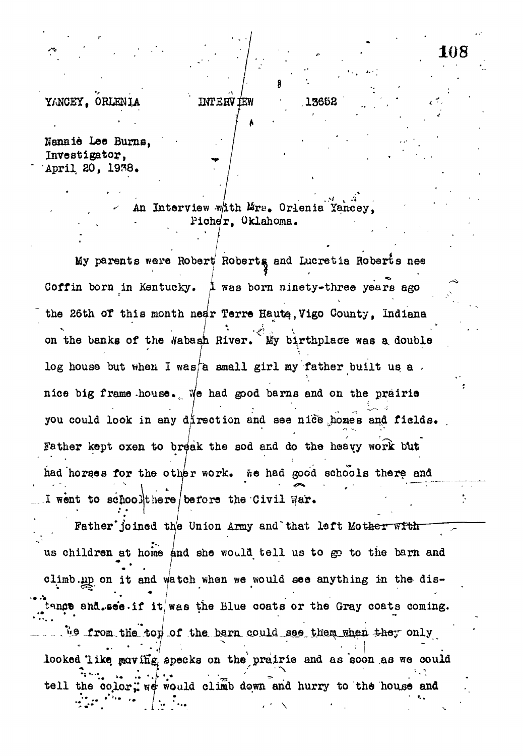YANCEY, ORLENIA INTERVIEW 13652

Nannie Lee Burns,
Investigator,
April 20, 1938.

An Interview with Mrs. Orlenia Yancey,
Picher, Oklahoma.

My parents were Robert Roberts and Lucretia Roberts nee Coffin born in Kentucky. I was born ninety-three years ago the 26th of this month near Terre Haute, Vigo County, Indiana on the banks of the Wabash River. My birthplace was a double log house but when I was a small girl my father built us a nice big frame house. We had good barns and on the prairie you could look in any direction and see nice homes and fields. Father kept oxen to break the sod and do the heavy work but had horses for the other work. We had good schools there and I went to school there before the Civil War.

Father joined the Union Army and that left Mother with us children at home and she would tell us to go to the barn and climb up on it and watch when we would see anything in the distance and see if it was the Blue coats or the Gray coats coming. We from the top of the barn could see them when they only looked like moving specks on the prairie and as soon as we could tell the color, we would climb down and hurry to the house and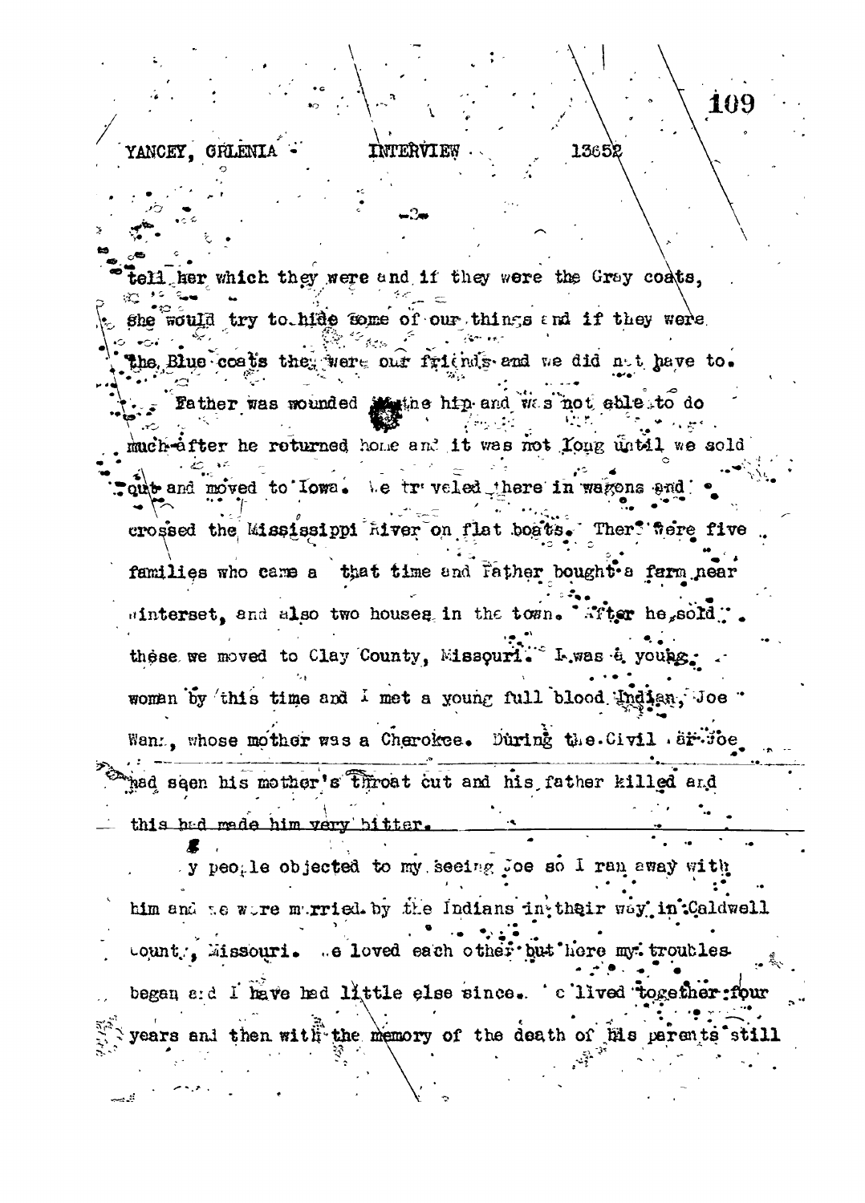tell her which they were and if they were the Gray coats, she would try to hide some of our things and if they were the Blue coats they were our friends and we did not have to.

Father was wounded in the hip and was not able to do much after he returned home and it was not long until we sold out and moved to Iowa. We traveled there in wagons and crossed the Mississippi River on flat boats. There were five families who came at that time and Father bought a farm near Winterset, and also two houses in the town. After he sold these we moved to Clay County, Missouri. I was a young woman by this time and I met a young full blood Indian, Joe Wann, whose mother was a Cherokee. During the Civil War Joe had seen his mother's throat cut and his father killed and this had made him very bitter.

My people objected to my seeing Joe so I ran away with him and we were married by the Indians in their way in Caldwell County, Missouri. We loved each other but here my troubles began and I have had little else since. We lived together four years and then with the memory of the death of his parents still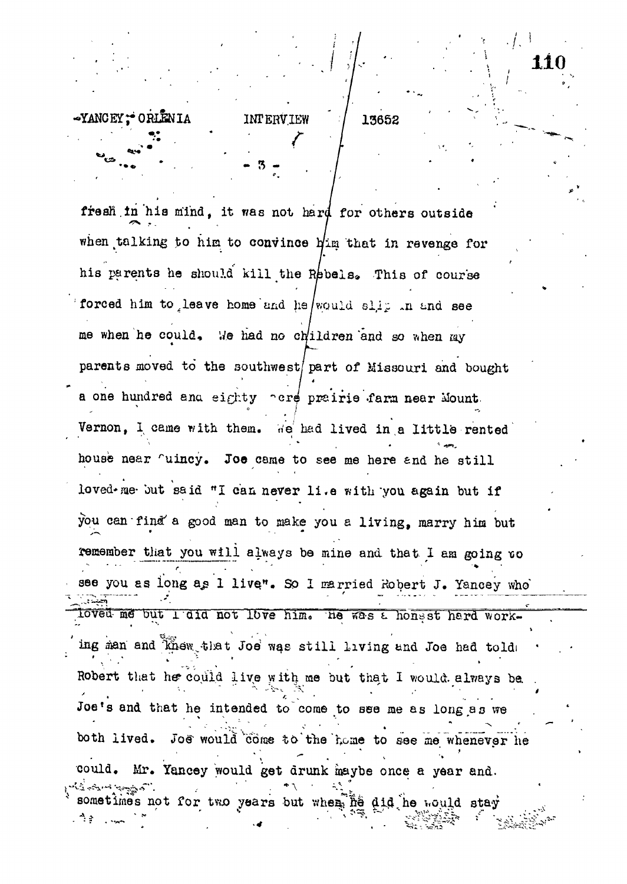fresh in his mind, it was not hard for others outside when talking to him to convince him that in revenge for his parents he should kill the Rebels. This of course forced him to leave home and he would slip in and see me when he could. We had no children and so when my parents moved to the southwest part of Missouri and bought a one hundred and eighty acre prairie farm near Mount Vernon, I came with them. We had lived in a little rented house near Quincy. Joe came to see me here and he still loved me but said "I can never live with you again but if you can find a good man to make you a living, marry him but remember that you will always be mine and that I am going to see you as long as I live". So I married Robert J. Yancey who loved me but I did not love him. He was a honest hard working man and knew that Joe was still living and Joe had told Robert that he could live with me but that I would always be Joe's and that he intended to come to see me as long as we both lived. Joe would come to the home to see me whenever he could. Mr. Yancey would get drunk maybe once a year and sometimes not for two years but when he did he would stay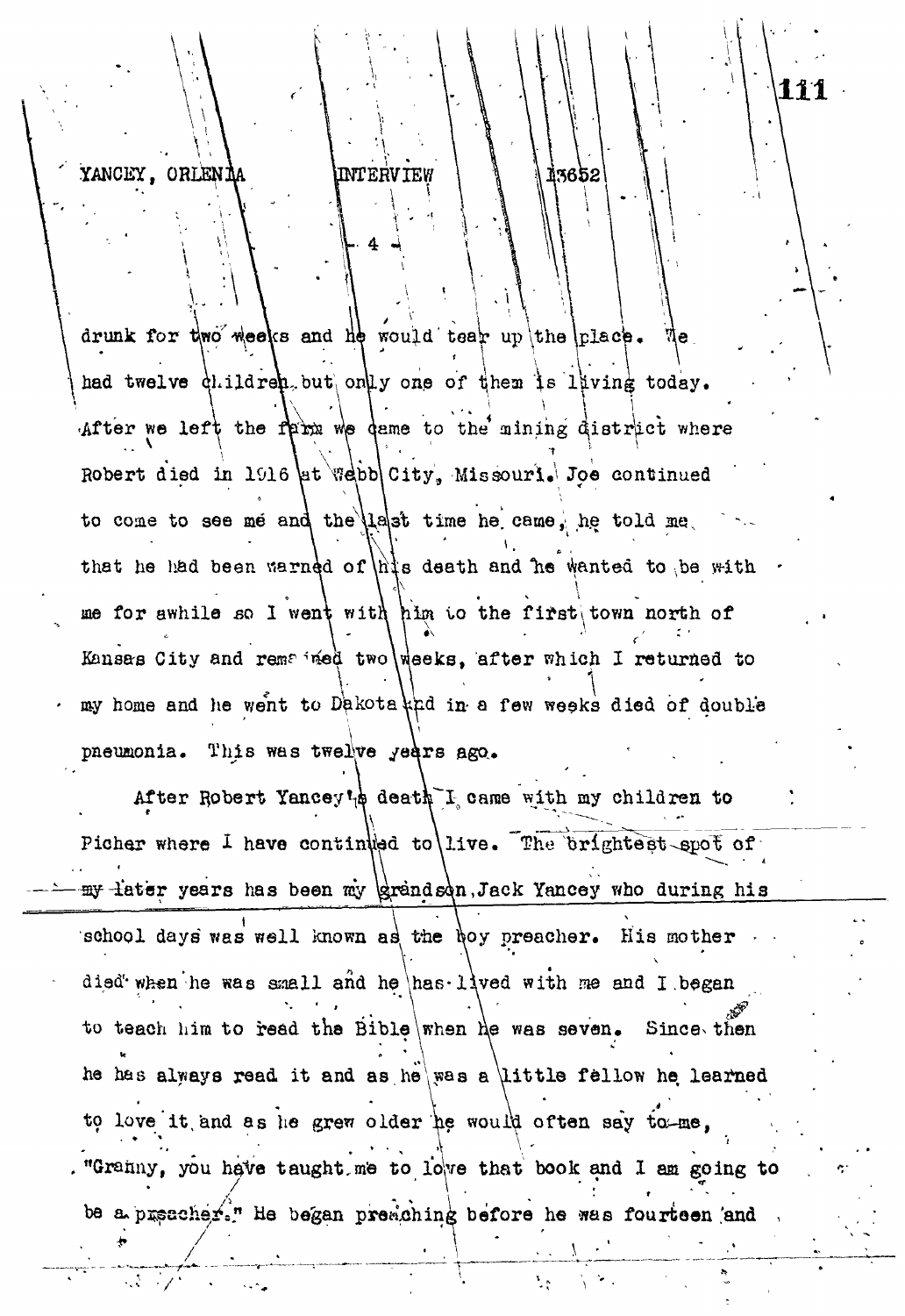drunk for two weeks and he would tear up the place. We had twelve children but only one of them is living today. After we left the farm we came to the mining district where Robert died in 1916 at Webb City, Missouri. Joe continued to come to see me and the last time he came, he told me that he had been warned of his death and he wanted to be with me for awhile so I went with him to the first town north of Kansas City and remained two weeks, after which I returned to my home and he went to Dakota and in a few weeks died of double pneumonia. This was twelve years ago.

After Robert Yancey's death I came with my children to Picher where I have continued to live. The brightest spot of my later years has been my grandson Jack Yancey who during his school days was well known as the boy preacher. His mother died when he was small and he has lived with me and I began to teach him to read the Bible when he was seven. Since then he has always read it and as he was a little fellow he learned to love it and as he grew older he would often say to me, "Granny, you have taught me to love that book and I am going to be a preacher." He began preaching before he was fourteen and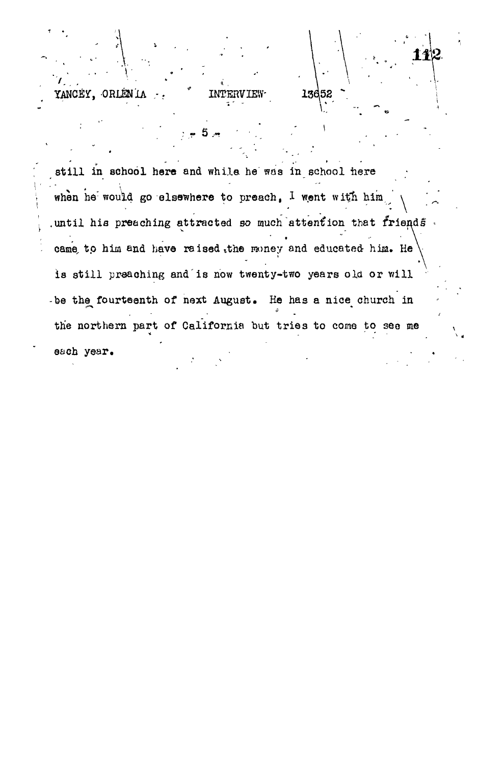still in school here and while he was in school here when he would go elsewhere to preach, I went with him until his preaching attracted so much attention that friends came to him and have raised the money and educated him. He is still preaching and is now twenty-two years old or will be the fourteenth of next August. He has a nice church in the northern part of California but tries to come to see me each year.